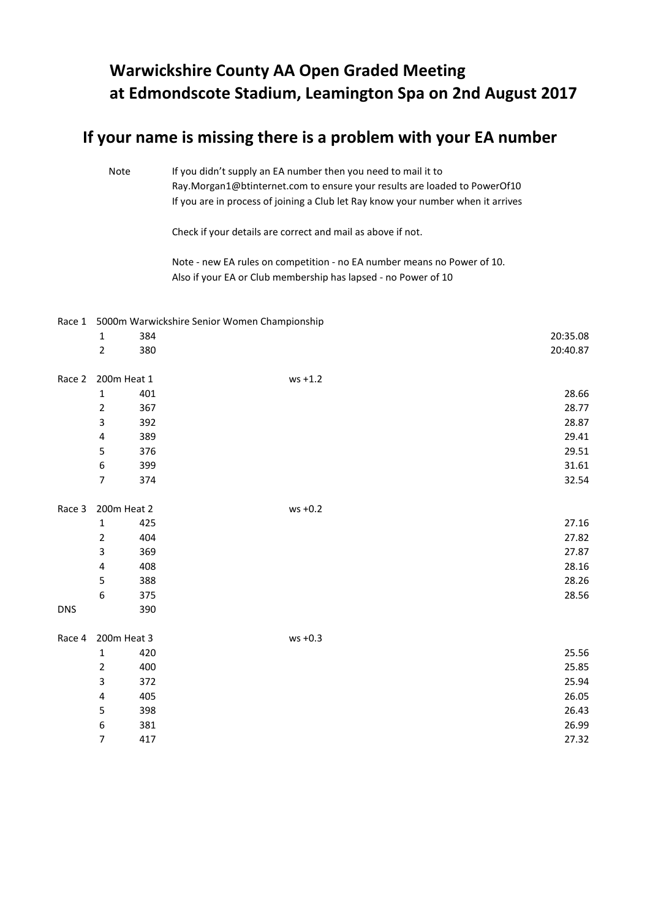## Warwickshire County AA Open Graded Meeting at Edmondscote Stadium, Leamington Spa on 2nd August 2017

## If your name is missing there is a problem with your EA number

Note

If you didn't supply an EA number then you need to mail it to Ray.Morgan1@btinternet.com to ensure your results are loaded to PowerOf10
If you are in process of joining a Club let Ray know your number when it arrives

Check if your details are correct and mail as above if not.

Note - new EA rules on competition - no EA number means no Power of 10.
Also if your EA or Club membership has lapsed - no Power of 10

| | | | | |
|---|---|---|---|---|
| Race 1 | 5000m Warwickshire Senior Women Championship | | | |
| | 1 | 384 | | 20:35.08 |
| | 2 | 380 | | 20:40.87 |
| | | | | |
| Race 2 | 200m Heat 1 | | ws +1.2 | |
| | 1 | 401 | | 28.66 |
| | 2 | 367 | | 28.77 |
| | 3 | 392 | | 28.87 |
| | 4 | 389 | | 29.41 |
| | 5 | 376 | | 29.51 |
| | 6 | 399 | | 31.61 |
| | 7 | 374 | | 32.54 |
| | | | | |
| Race 3 | 200m Heat 2 | | ws +0.2 | |
| | 1 | 425 | | 27.16 |
| | 2 | 404 | | 27.82 |
| | 3 | 369 | | 27.87 |
| | 4 | 408 | | 28.16 |
| | 5 | 388 | | 28.26 |
| | 6 | 375 | | 28.56 |
| DNS | | 390 | | |
| | | | | |
| Race 4 | 200m Heat 3 | | ws +0.3 | |
| | 1 | 420 | | 25.56 |
| | 2 | 400 | | 25.85 |
| | 3 | 372 | | 25.94 |
| | 4 | 405 | | 26.05 |
| | 5 | 398 | | 26.43 |
| | 6 | 381 | | 26.99 |
| | 7 | 417 | | 27.32 |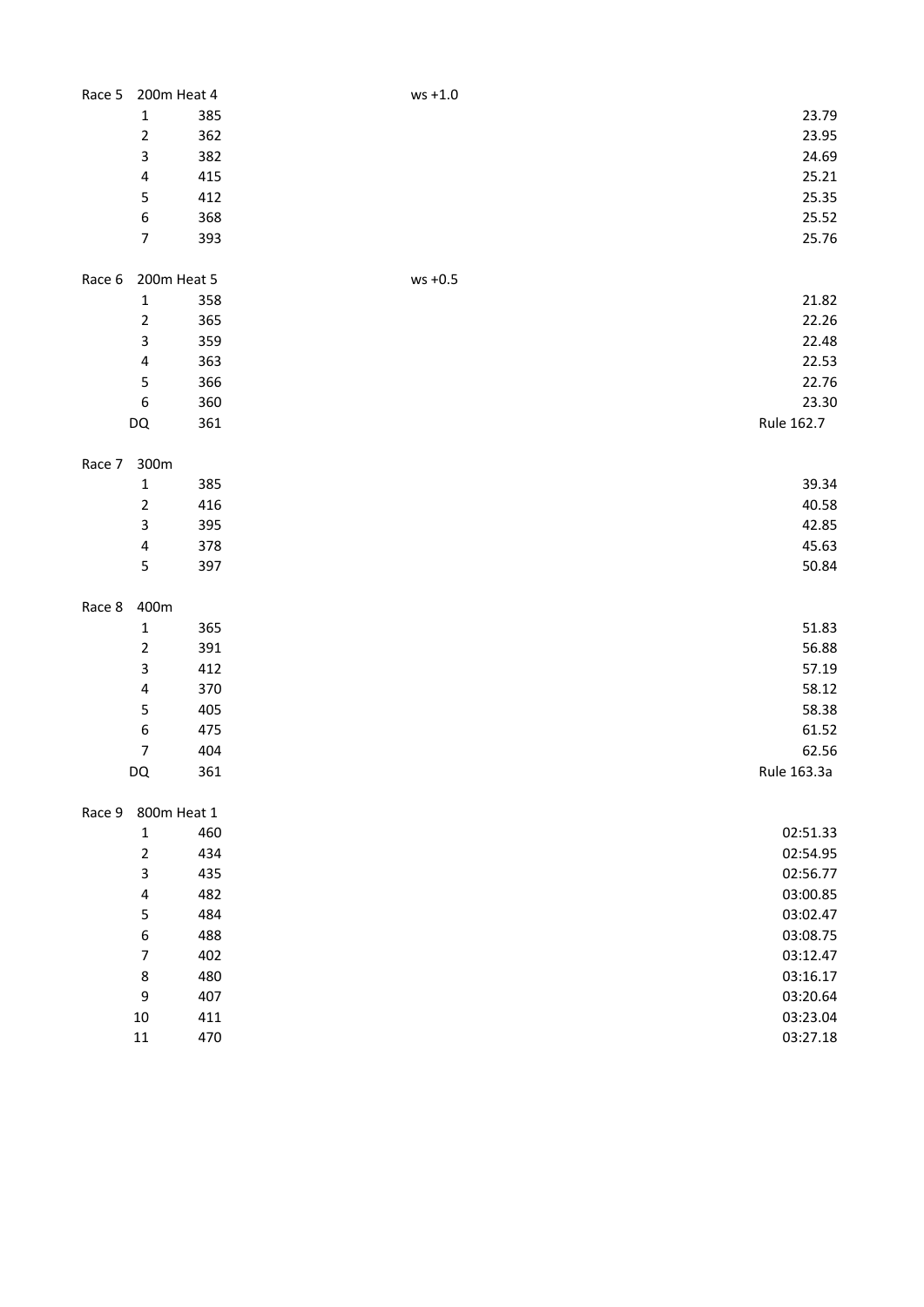Race 5 200m Heat 4 ws +1.0

| Place | Bib | Time |
|---|---|---|
| 1 | 385 | 23.79 |
| 2 | 362 | 23.95 |
| 3 | 382 | 24.69 |
| 4 | 415 | 25.21 |
| 5 | 412 | 25.35 |
| 6 | 368 | 25.52 |
| 7 | 393 | 25.76 |

Race 6 200m Heat 5 ws +0.5

| Place | Bib | Time |
|---|---|---|
| 1 | 358 | 21.82 |
| 2 | 365 | 22.26 |
| 3 | 359 | 22.48 |
| 4 | 363 | 22.53 |
| 5 | 366 | 22.76 |
| 6 | 360 | 23.30 |
| DQ | 361 | Rule 162.7 |

Race 7 300m

| Place | Bib | Time |
|---|---|---|
| 1 | 385 | 39.34 |
| 2 | 416 | 40.58 |
| 3 | 395 | 42.85 |
| 4 | 378 | 45.63 |
| 5 | 397 | 50.84 |

Race 8 400m

| Place | Bib | Time |
|---|---|---|
| 1 | 365 | 51.83 |
| 2 | 391 | 56.88 |
| 3 | 412 | 57.19 |
| 4 | 370 | 58.12 |
| 5 | 405 | 58.38 |
| 6 | 475 | 61.52 |
| 7 | 404 | 62.56 |
| DQ | 361 | Rule 163.3a |

Race 9 800m Heat 1

| Place | Bib | Time |
|---|---|---|
| 1 | 460 | 02:51.33 |
| 2 | 434 | 02:54.95 |
| 3 | 435 | 02:56.77 |
| 4 | 482 | 03:00.85 |
| 5 | 484 | 03:02.47 |
| 6 | 488 | 03:08.75 |
| 7 | 402 | 03:12.47 |
| 8 | 480 | 03:16.17 |
| 9 | 407 | 03:20.64 |
| 10 | 411 | 03:23.04 |
| 11 | 470 | 03:27.18 |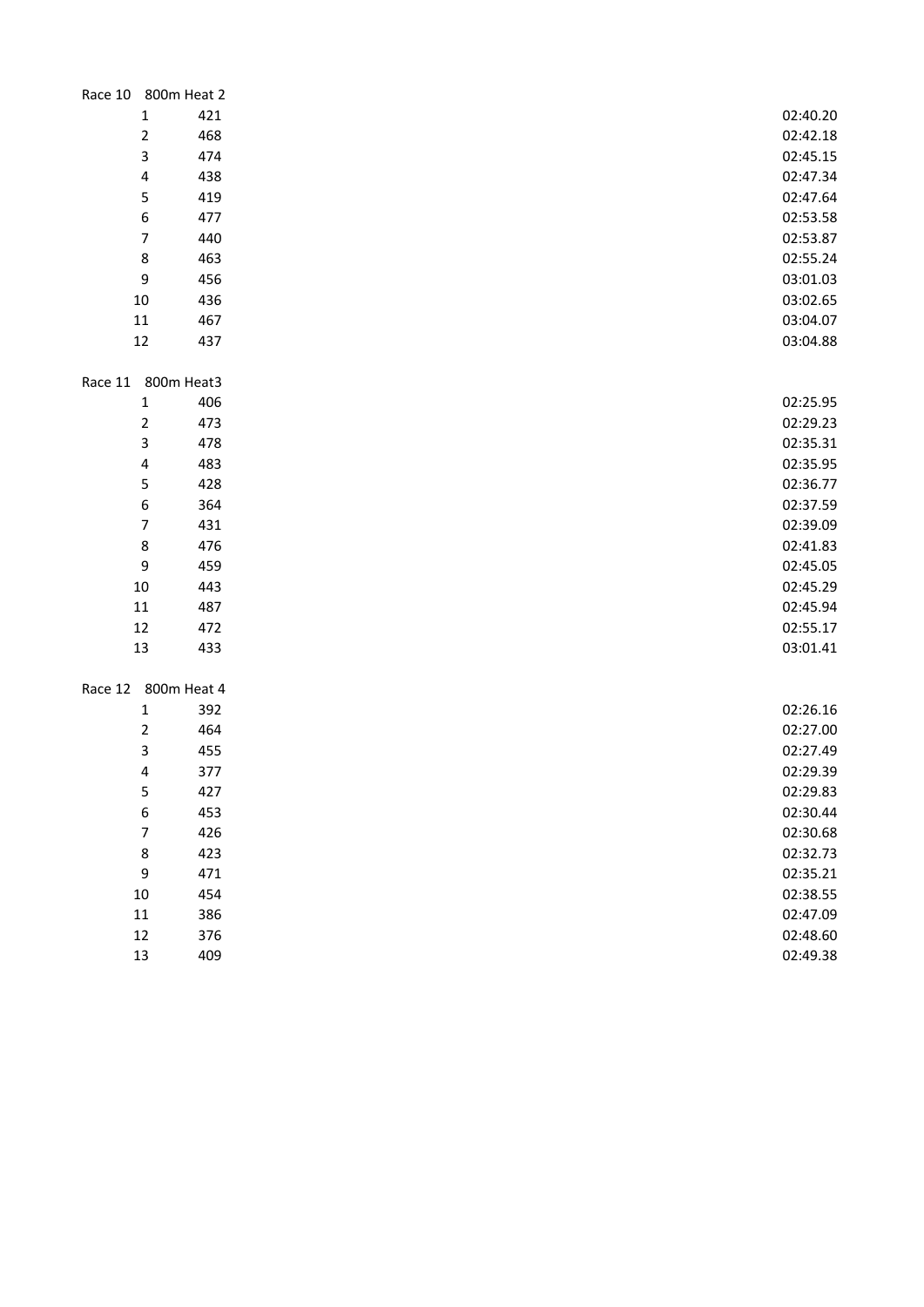Race 10 800m Heat 2

| Pos | No. | Time |
|---|---|---|
| 1 | 421 | 02:40.20 |
| 2 | 468 | 02:42.18 |
| 3 | 474 | 02:45.15 |
| 4 | 438 | 02:47.34 |
| 5 | 419 | 02:47.64 |
| 6 | 477 | 02:53.58 |
| 7 | 440 | 02:53.87 |
| 8 | 463 | 02:55.24 |
| 9 | 456 | 03:01.03 |
| 10 | 436 | 03:02.65 |
| 11 | 467 | 03:04.07 |
| 12 | 437 | 03:04.88 |

Race 11 800m Heat3

| Pos | No. | Time |
|---|---|---|
| 1 | 406 | 02:25.95 |
| 2 | 473 | 02:29.23 |
| 3 | 478 | 02:35.31 |
| 4 | 483 | 02:35.95 |
| 5 | 428 | 02:36.77 |
| 6 | 364 | 02:37.59 |
| 7 | 431 | 02:39.09 |
| 8 | 476 | 02:41.83 |
| 9 | 459 | 02:45.05 |
| 10 | 443 | 02:45.29 |
| 11 | 487 | 02:45.94 |
| 12 | 472 | 02:55.17 |
| 13 | 433 | 03:01.41 |

Race 12 800m Heat 4

| Pos | No. | Time |
|---|---|---|
| 1 | 392 | 02:26.16 |
| 2 | 464 | 02:27.00 |
| 3 | 455 | 02:27.49 |
| 4 | 377 | 02:29.39 |
| 5 | 427 | 02:29.83 |
| 6 | 453 | 02:30.44 |
| 7 | 426 | 02:30.68 |
| 8 | 423 | 02:32.73 |
| 9 | 471 | 02:35.21 |
| 10 | 454 | 02:38.55 |
| 11 | 386 | 02:47.09 |
| 12 | 376 | 02:48.60 |
| 13 | 409 | 02:49.38 |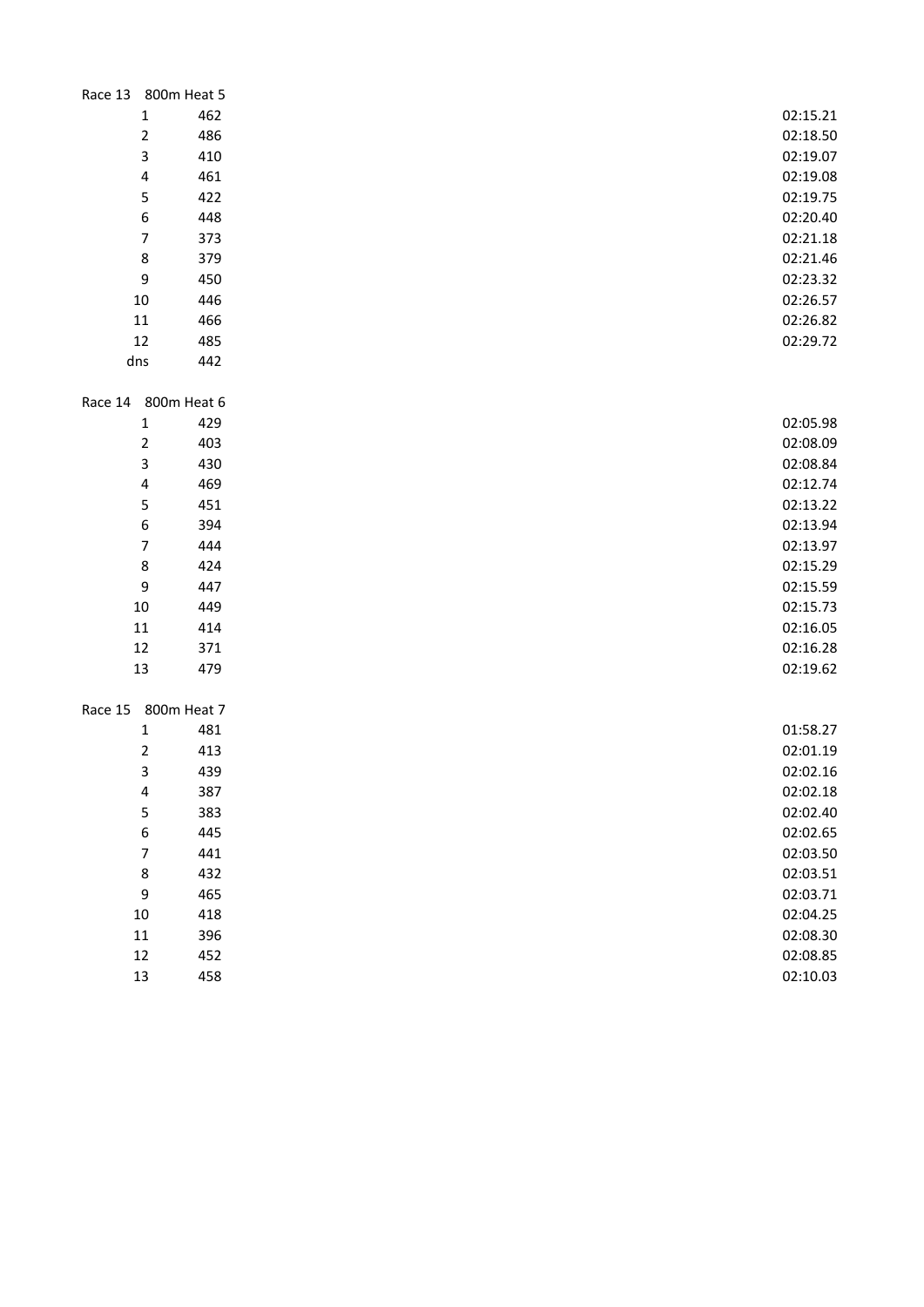Race 13 800m Heat 5

| | | |
|---|---|---|
| 1 | 462 | 02:15.21 |
| 2 | 486 | 02:18.50 |
| 3 | 410 | 02:19.07 |
| 4 | 461 | 02:19.08 |
| 5 | 422 | 02:19.75 |
| 6 | 448 | 02:20.40 |
| 7 | 373 | 02:21.18 |
| 8 | 379 | 02:21.46 |
| 9 | 450 | 02:23.32 |
| 10 | 446 | 02:26.57 |
| 11 | 466 | 02:26.82 |
| 12 | 485 | 02:29.72 |
| dns | 442 | |

Race 14 800m Heat 6

| | | |
|---|---|---|
| 1 | 429 | 02:05.98 |
| 2 | 403 | 02:08.09 |
| 3 | 430 | 02:08.84 |
| 4 | 469 | 02:12.74 |
| 5 | 451 | 02:13.22 |
| 6 | 394 | 02:13.94 |
| 7 | 444 | 02:13.97 |
| 8 | 424 | 02:15.29 |
| 9 | 447 | 02:15.59 |
| 10 | 449 | 02:15.73 |
| 11 | 414 | 02:16.05 |
| 12 | 371 | 02:16.28 |
| 13 | 479 | 02:19.62 |

Race 15 800m Heat 7

| | | |
|---|---|---|
| 1 | 481 | 01:58.27 |
| 2 | 413 | 02:01.19 |
| 3 | 439 | 02:02.16 |
| 4 | 387 | 02:02.18 |
| 5 | 383 | 02:02.40 |
| 6 | 445 | 02:02.65 |
| 7 | 441 | 02:03.50 |
| 8 | 432 | 02:03.51 |
| 9 | 465 | 02:03.71 |
| 10 | 418 | 02:04.25 |
| 11 | 396 | 02:08.30 |
| 12 | 452 | 02:08.85 |
| 13 | 458 | 02:10.03 |